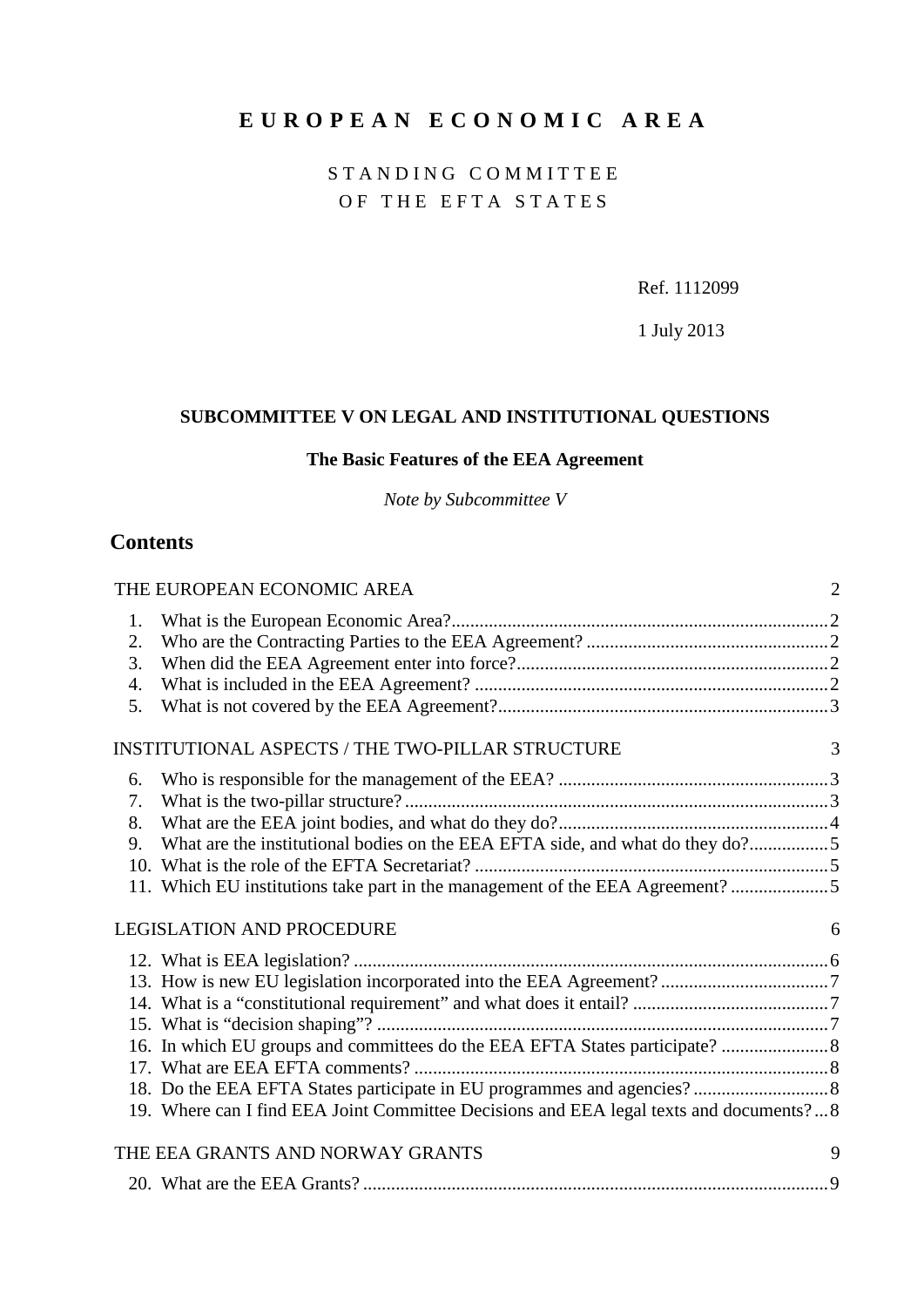# E U R O P E A N   E C O N O M I C   A R E A

S T A N D I N G   C O M M I T T E E
O F   T H E   E F T A   S T A T E S

Ref. 1112099

1 July 2013

**SUBCOMMITTEE V ON LEGAL AND INSTITUTIONAL QUESTIONS**

**The Basic Features of the EEA Agreement**

*Note by Subcommittee V*

## Contents

THE EUROPEAN ECONOMIC AREA ... 2

1. What is the European Economic Area? ... 2
2. Who are the Contracting Parties to the EEA Agreement? ... 2
3. When did the EEA Agreement enter into force? ... 2
4. What is included in the EEA Agreement? ... 2
5. What is not covered by the EEA Agreement? ... 3

INSTITUTIONAL ASPECTS / THE TWO-PILLAR STRUCTURE ... 3

6. Who is responsible for the management of the EEA? ... 3
7. What is the two-pillar structure? ... 3
8. What are the EEA joint bodies, and what do they do? ... 4
9. What are the institutional bodies on the EEA EFTA side, and what do they do? ... 5
10. What is the role of the EFTA Secretariat? ... 5
11. Which EU institutions take part in the management of the EEA Agreement? ... 5

LEGISLATION AND PROCEDURE ... 6

12. What is EEA legislation? ... 6
13. How is new EU legislation incorporated into the EEA Agreement? ... 7
14. What is a "constitutional requirement" and what does it entail? ... 7
15. What is "decision shaping"? ... 7
16. In which EU groups and committees do the EEA EFTA States participate? ... 8
17. What are EEA EFTA comments? ... 8
18. Do the EEA EFTA States participate in EU programmes and agencies? ... 8
19. Where can I find EEA Joint Committee Decisions and EEA legal texts and documents? ... 8

THE EEA GRANTS AND NORWAY GRANTS ... 9

20. What are the EEA Grants? ... 9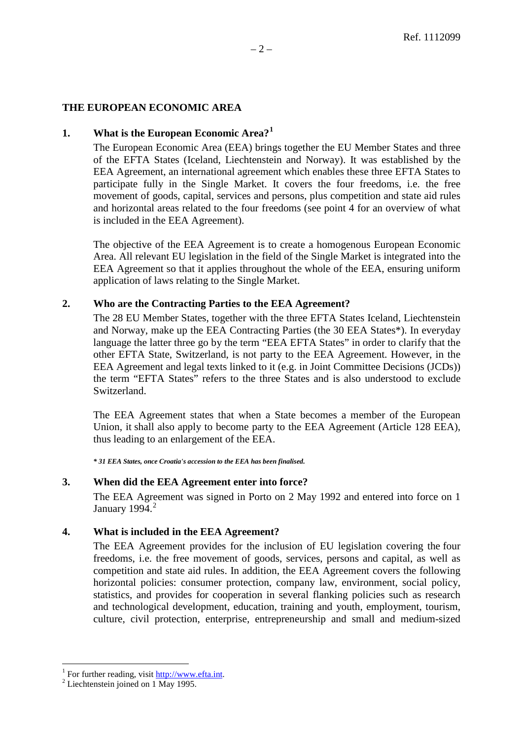## THE EUROPEAN ECONOMIC AREA

### 1. What is the European Economic Area?[1]

The European Economic Area (EEA) brings together the EU Member States and three of the EFTA States (Iceland, Liechtenstein and Norway). It was established by the EEA Agreement, an international agreement which enables these three EFTA States to participate fully in the Single Market. It covers the four freedoms, i.e. the free movement of goods, capital, services and persons, plus competition and state aid rules and horizontal areas related to the four freedoms (see point 4 for an overview of what is included in the EEA Agreement).

The objective of the EEA Agreement is to create a homogenous European Economic Area. All relevant EU legislation in the field of the Single Market is integrated into the EEA Agreement so that it applies throughout the whole of the EEA, ensuring uniform application of laws relating to the Single Market.

### 2. Who are the Contracting Parties to the EEA Agreement?

The 28 EU Member States, together with the three EFTA States Iceland, Liechtenstein and Norway, make up the EEA Contracting Parties (the 30 EEA States*). In everyday language the latter three go by the term "EEA EFTA States" in order to clarify that the other EFTA State, Switzerland, is not party to the EEA Agreement. However, in the EEA Agreement and legal texts linked to it (e.g. in Joint Committee Decisions (JCDs)) the term "EFTA States" refers to the three States and is also understood to exclude Switzerland.

The EEA Agreement states that when a State becomes a member of the European Union, it shall also apply to become party to the EEA Agreement (Article 128 EEA), thus leading to an enlargement of the EEA.

***\* 31 EEA States, once Croatia's accession to the EEA has been finalised.***

### 3. When did the EEA Agreement enter into force?

The EEA Agreement was signed in Porto on 2 May 1992 and entered into force on 1 January 1994.[2]

### 4. What is included in the EEA Agreement?

The EEA Agreement provides for the inclusion of EU legislation covering the four freedoms, i.e. the free movement of goods, services, persons and capital, as well as competition and state aid rules. In addition, the EEA Agreement covers the following horizontal policies: consumer protection, company law, environment, social policy, statistics, and provides for cooperation in several flanking policies such as research and technological development, education, training and youth, employment, tourism, culture, civil protection, enterprise, entrepreneurship and small and medium-sized

---

[1] For further reading, visit http://www.efta.int.

[2] Liechtenstein joined on 1 May 1995.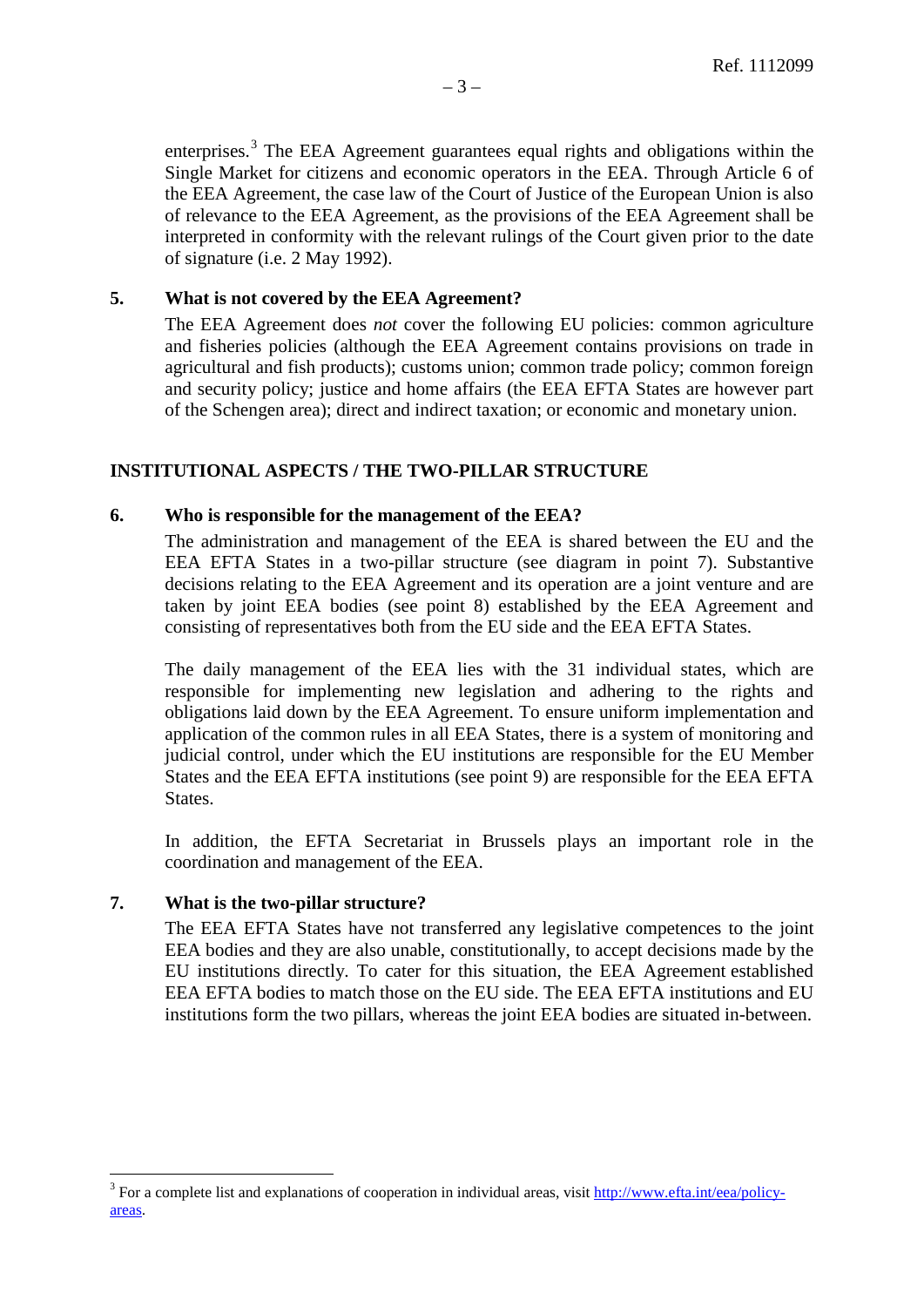enterprises.[3] The EEA Agreement guarantees equal rights and obligations within the Single Market for citizens and economic operators in the EEA. Through Article 6 of the EEA Agreement, the case law of the Court of Justice of the European Union is also of relevance to the EEA Agreement, as the provisions of the EEA Agreement shall be interpreted in conformity with the relevant rulings of the Court given prior to the date of signature (i.e. 2 May 1992).

### 5. What is not covered by the EEA Agreement?

The EEA Agreement does *not* cover the following EU policies: common agriculture and fisheries policies (although the EEA Agreement contains provisions on trade in agricultural and fish products); customs union; common trade policy; common foreign and security policy; justice and home affairs (the EEA EFTA States are however part of the Schengen area); direct and indirect taxation; or economic and monetary union.

## INSTITUTIONAL ASPECTS / THE TWO-PILLAR STRUCTURE

### 6. Who is responsible for the management of the EEA?

The administration and management of the EEA is shared between the EU and the EEA EFTA States in a two-pillar structure (see diagram in point 7). Substantive decisions relating to the EEA Agreement and its operation are a joint venture and are taken by joint EEA bodies (see point 8) established by the EEA Agreement and consisting of representatives both from the EU side and the EEA EFTA States.

The daily management of the EEA lies with the 31 individual states, which are responsible for implementing new legislation and adhering to the rights and obligations laid down by the EEA Agreement. To ensure uniform implementation and application of the common rules in all EEA States, there is a system of monitoring and judicial control, under which the EU institutions are responsible for the EU Member States and the EEA EFTA institutions (see point 9) are responsible for the EEA EFTA States.

In addition, the EFTA Secretariat in Brussels plays an important role in the coordination and management of the EEA.

### 7. What is the two-pillar structure?

The EEA EFTA States have not transferred any legislative competences to the joint EEA bodies and they are also unable, constitutionally, to accept decisions made by the EU institutions directly. To cater for this situation, the EEA Agreement established EEA EFTA bodies to match those on the EU side. The EEA EFTA institutions and EU institutions form the two pillars, whereas the joint EEA bodies are situated in-between.

---

[3] For a complete list and explanations of cooperation in individual areas, visit [http://www.efta.int/eea/policy-areas](http://www.efta.int/eea/policy-areas).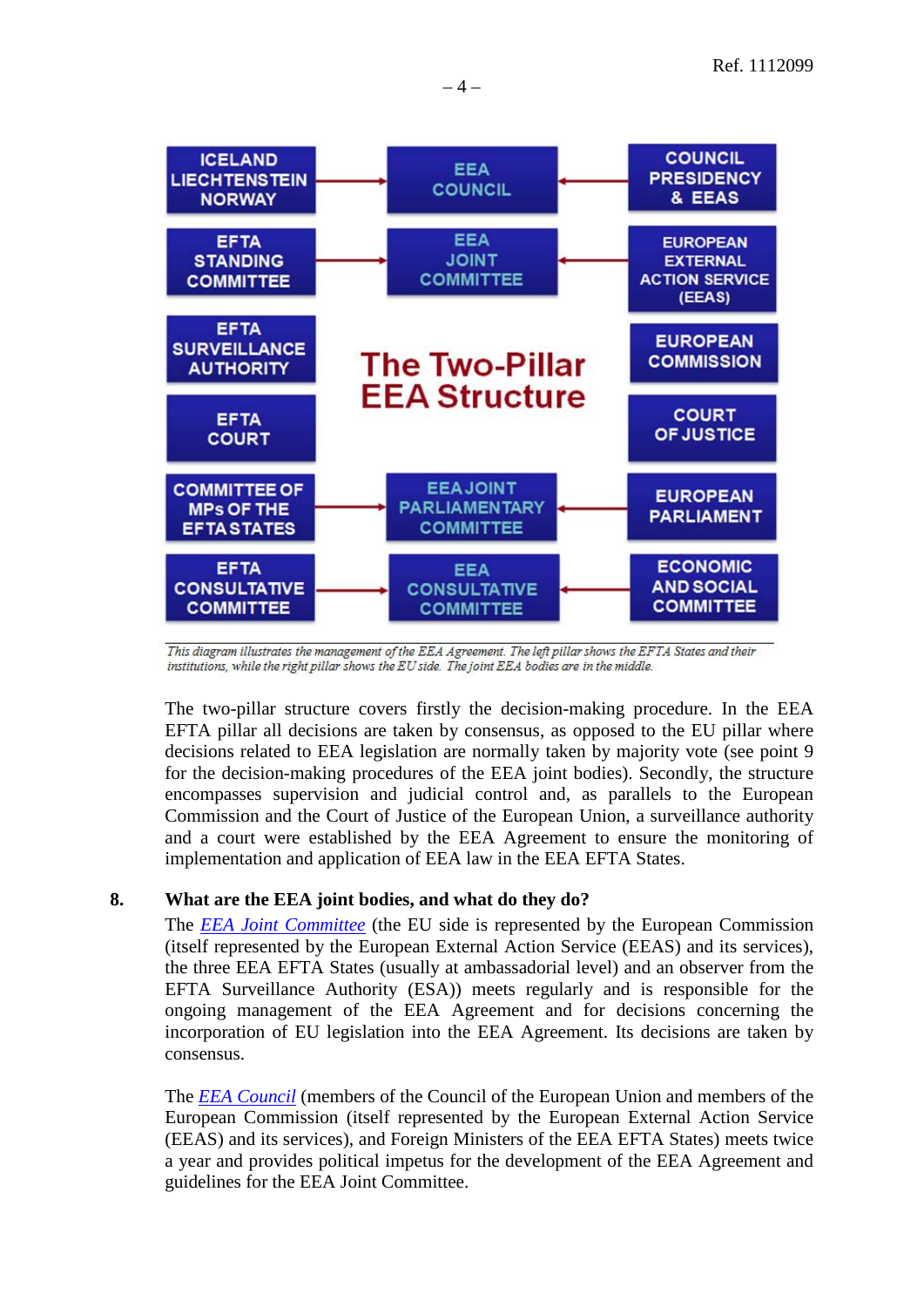| EFTA pillar | Joint EEA bodies | EU pillar |
| --- | --- | --- |
| ICELAND LIECHTENSTEIN NORWAY | EEA COUNCIL | COUNCIL PRESIDENCY & EEAS |
| EFTA STANDING COMMITTEE | EEA JOINT COMMITTEE | EUROPEAN EXTERNAL ACTION SERVICE (EEAS) |
| EFTA SURVEILLANCE AUTHORITY | The Two-Pillar EEA Structure | EUROPEAN COMMISSION |
| EFTA COURT | | COURT OF JUSTICE |
| COMMITTEE OF MPs OF THE EFTA STATES | EEA JOINT PARLIAMENTARY COMMITTEE | EUROPEAN PARLIAMENT |
| EFTA CONSULTATIVE COMMITTEE | EEA CONSULTATIVE COMMITTEE | ECONOMIC AND SOCIAL COMMITTEE |

*This diagram illustrates the management of the EEA Agreement. The left pillar shows the EFTA States and their institutions, while the right pillar shows the EU side. The joint EEA bodies are in the middle.*

The two-pillar structure covers firstly the decision-making procedure. In the EEA EFTA pillar all decisions are taken by consensus, as opposed to the EU pillar where decisions related to EEA legislation are normally taken by majority vote (see point 9 for the decision-making procedures of the EEA joint bodies). Secondly, the structure encompasses supervision and judicial control and, as parallels to the European Commission and the Court of Justice of the European Union, a surveillance authority and a court were established by the EEA Agreement to ensure the monitoring of implementation and application of EEA law in the EEA EFTA States.

## 8. What are the EEA joint bodies, and what do they do?

The *EEA Joint Committee* (the EU side is represented by the European Commission (itself represented by the European External Action Service (EEAS) and its services), the three EEA EFTA States (usually at ambassadorial level) and an observer from the EFTA Surveillance Authority (ESA)) meets regularly and is responsible for the ongoing management of the EEA Agreement and for decisions concerning the incorporation of EU legislation into the EEA Agreement. Its decisions are taken by consensus.

The *EEA Council* (members of the Council of the European Union and members of the European Commission (itself represented by the European External Action Service (EEAS) and its services), and Foreign Ministers of the EEA EFTA States) meets twice a year and provides political impetus for the development of the EEA Agreement and guidelines for the EEA Joint Committee.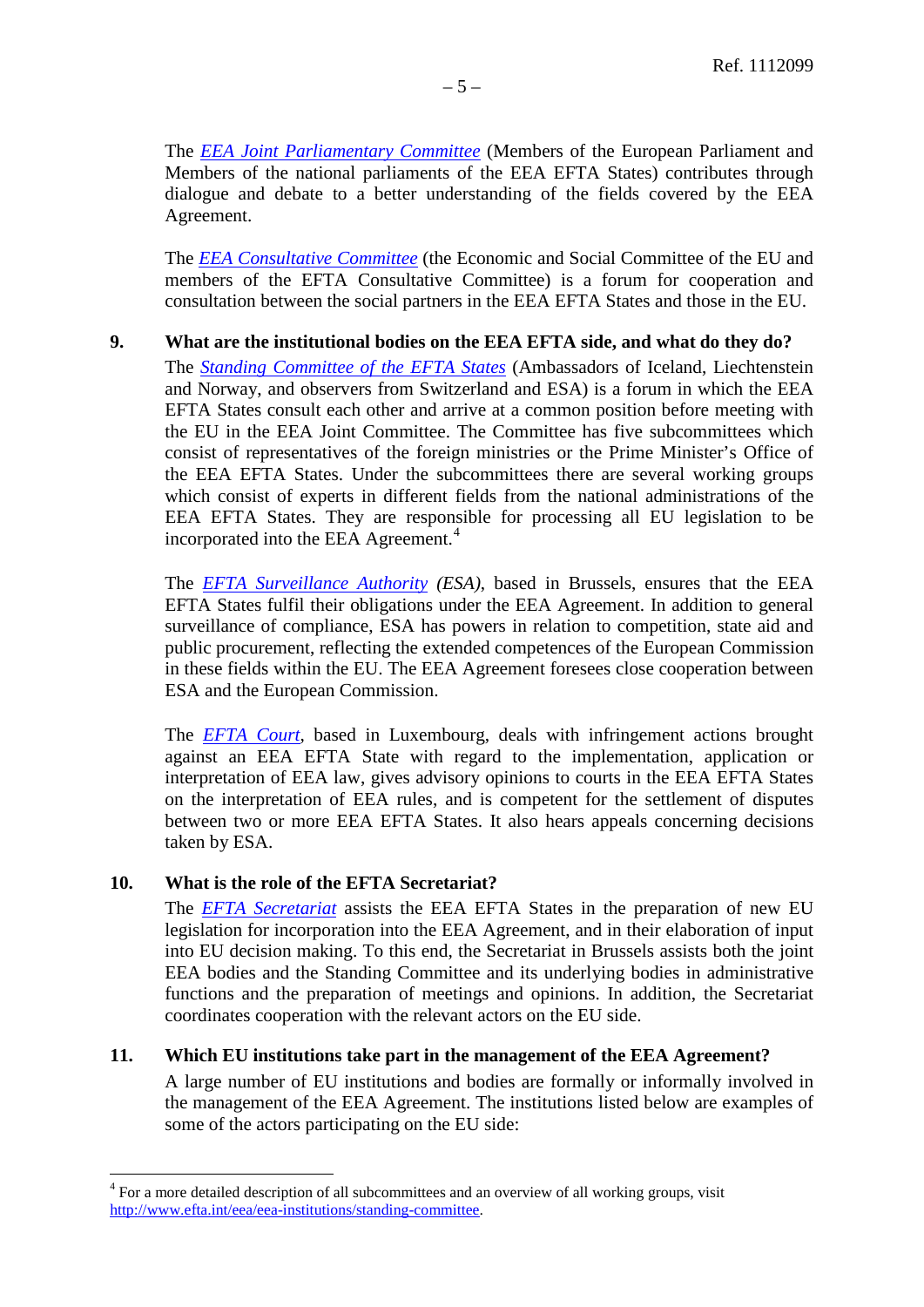The *EEA Joint Parliamentary Committee* (Members of the European Parliament and Members of the national parliaments of the EEA EFTA States) contributes through dialogue and debate to a better understanding of the fields covered by the EEA Agreement.

The *EEA Consultative Committee* (the Economic and Social Committee of the EU and members of the EFTA Consultative Committee) is a forum for cooperation and consultation between the social partners in the EEA EFTA States and those in the EU.

### 9. What are the institutional bodies on the EEA EFTA side, and what do they do?

The *Standing Committee of the EFTA States* (Ambassadors of Iceland, Liechtenstein and Norway, and observers from Switzerland and ESA) is a forum in which the EEA EFTA States consult each other and arrive at a common position before meeting with the EU in the EEA Joint Committee. The Committee has five subcommittees which consist of representatives of the foreign ministries or the Prime Minister's Office of the EEA EFTA States. Under the subcommittees there are several working groups which consist of experts in different fields from the national administrations of the EEA EFTA States. They are responsible for processing all EU legislation to be incorporated into the EEA Agreement.[4]

The *EFTA Surveillance Authority* *(ESA)*, based in Brussels, ensures that the EEA EFTA States fulfil their obligations under the EEA Agreement. In addition to general surveillance of compliance, ESA has powers in relation to competition, state aid and public procurement, reflecting the extended competences of the European Commission in these fields within the EU. The EEA Agreement foresees close cooperation between ESA and the European Commission.

The *EFTA Court*, based in Luxembourg, deals with infringement actions brought against an EEA EFTA State with regard to the implementation, application or interpretation of EEA law, gives advisory opinions to courts in the EEA EFTA States on the interpretation of EEA rules, and is competent for the settlement of disputes between two or more EEA EFTA States. It also hears appeals concerning decisions taken by ESA.

### 10. What is the role of the EFTA Secretariat?

The *EFTA Secretariat* assists the EEA EFTA States in the preparation of new EU legislation for incorporation into the EEA Agreement, and in their elaboration of input into EU decision making. To this end, the Secretariat in Brussels assists both the joint EEA bodies and the Standing Committee and its underlying bodies in administrative functions and the preparation of meetings and opinions. In addition, the Secretariat coordinates cooperation with the relevant actors on the EU side.

### 11. Which EU institutions take part in the management of the EEA Agreement?

A large number of EU institutions and bodies are formally or informally involved in the management of the EEA Agreement. The institutions listed below are examples of some of the actors participating on the EU side:

---

[4] For a more detailed description of all subcommittees and an overview of all working groups, visit http://www.efta.int/eea/eea-institutions/standing-committee.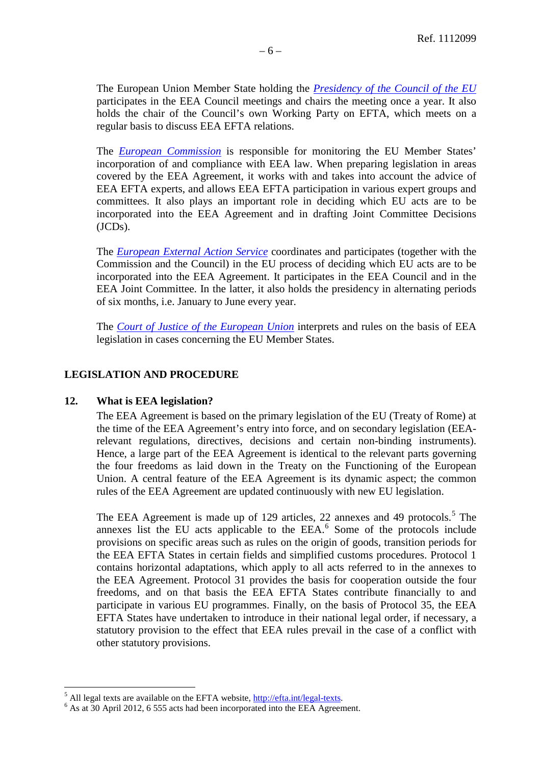The European Union Member State holding the *[Presidency of the Council of the EU](#)* participates in the EEA Council meetings and chairs the meeting once a year. It also holds the chair of the Council's own Working Party on EFTA, which meets on a regular basis to discuss EEA EFTA relations.

The *[European Commission](#)* is responsible for monitoring the EU Member States' incorporation of and compliance with EEA law. When preparing legislation in areas covered by the EEA Agreement, it works with and takes into account the advice of EEA EFTA experts, and allows EEA EFTA participation in various expert groups and committees. It also plays an important role in deciding which EU acts are to be incorporated into the EEA Agreement and in drafting Joint Committee Decisions (JCDs).

The *[European External Action Service](#)* coordinates and participates (together with the Commission and the Council) in the EU process of deciding which EU acts are to be incorporated into the EEA Agreement. It participates in the EEA Council and in the EEA Joint Committee. In the latter, it also holds the presidency in alternating periods of six months, i.e. January to June every year.

The *[Court of Justice of the European Union](#)* interprets and rules on the basis of EEA legislation in cases concerning the EU Member States.

## LEGISLATION AND PROCEDURE

### 12. What is EEA legislation?

The EEA Agreement is based on the primary legislation of the EU (Treaty of Rome) at the time of the EEA Agreement's entry into force, and on secondary legislation (EEA-relevant regulations, directives, decisions and certain non-binding instruments). Hence, a large part of the EEA Agreement is identical to the relevant parts governing the four freedoms as laid down in the Treaty on the Functioning of the European Union. A central feature of the EEA Agreement is its dynamic aspect; the common rules of the EEA Agreement are updated continuously with new EU legislation.

The EEA Agreement is made up of 129 articles, 22 annexes and 49 protocols.[5] The annexes list the EU acts applicable to the EEA.[6] Some of the protocols include provisions on specific areas such as rules on the origin of goods, transition periods for the EEA EFTA States in certain fields and simplified customs procedures. Protocol 1 contains horizontal adaptations, which apply to all acts referred to in the annexes to the EEA Agreement. Protocol 31 provides the basis for cooperation outside the four freedoms, and on that basis the EEA EFTA States contribute financially to and participate in various EU programmes. Finally, on the basis of Protocol 35, the EEA EFTA States have undertaken to introduce in their national legal order, if necessary, a statutory provision to the effect that EEA rules prevail in the case of a conflict with other statutory provisions.

---

[5] All legal texts are available on the EFTA website, [http://efta.int/legal-texts](http://efta.int/legal-texts).

[6] As at 30 April 2012, 6 555 acts had been incorporated into the EEA Agreement.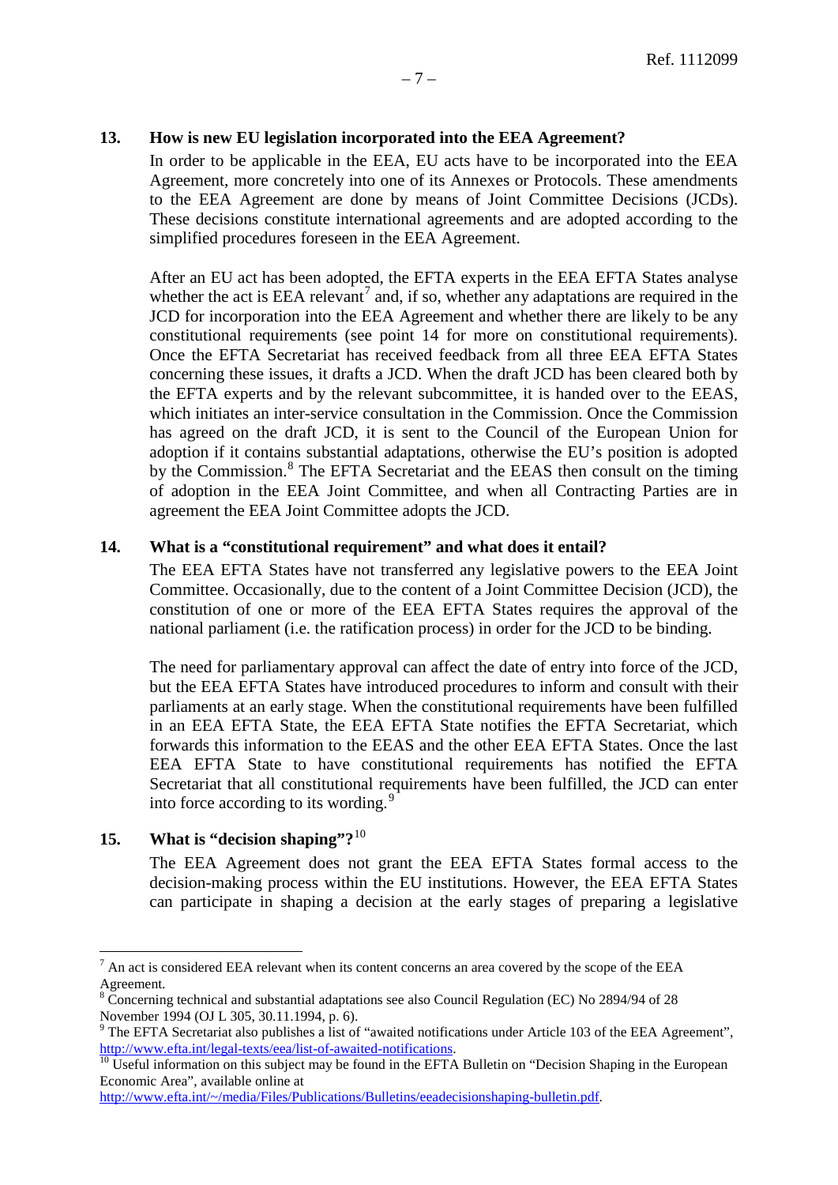## 13. How is new EU legislation incorporated into the EEA Agreement?

In order to be applicable in the EEA, EU acts have to be incorporated into the EEA Agreement, more concretely into one of its Annexes or Protocols. These amendments to the EEA Agreement are done by means of Joint Committee Decisions (JCDs). These decisions constitute international agreements and are adopted according to the simplified procedures foreseen in the EEA Agreement.

After an EU act has been adopted, the EFTA experts in the EEA EFTA States analyse whether the act is EEA relevant[7] and, if so, whether any adaptations are required in the JCD for incorporation into the EEA Agreement and whether there are likely to be any constitutional requirements (see point 14 for more on constitutional requirements). Once the EFTA Secretariat has received feedback from all three EEA EFTA States concerning these issues, it drafts a JCD. When the draft JCD has been cleared both by the EFTA experts and by the relevant subcommittee, it is handed over to the EEAS, which initiates an inter-service consultation in the Commission. Once the Commission has agreed on the draft JCD, it is sent to the Council of the European Union for adoption if it contains substantial adaptations, otherwise the EU's position is adopted by the Commission.[8] The EFTA Secretariat and the EEAS then consult on the timing of adoption in the EEA Joint Committee, and when all Contracting Parties are in agreement the EEA Joint Committee adopts the JCD.

## 14. What is a "constitutional requirement" and what does it entail?

The EEA EFTA States have not transferred any legislative powers to the EEA Joint Committee. Occasionally, due to the content of a Joint Committee Decision (JCD), the constitution of one or more of the EEA EFTA States requires the approval of the national parliament (i.e. the ratification process) in order for the JCD to be binding.

The need for parliamentary approval can affect the date of entry into force of the JCD, but the EEA EFTA States have introduced procedures to inform and consult with their parliaments at an early stage. When the constitutional requirements have been fulfilled in an EEA EFTA State, the EEA EFTA State notifies the EFTA Secretariat, which forwards this information to the EEAS and the other EEA EFTA States. Once the last EEA EFTA State to have constitutional requirements has notified the EFTA Secretariat that all constitutional requirements have been fulfilled, the JCD can enter into force according to its wording.[9]

## 15. What is "decision shaping"?[10]

The EEA Agreement does not grant the EEA EFTA States formal access to the decision-making process within the EU institutions. However, the EEA EFTA States can participate in shaping a decision at the early stages of preparing a legislative

---

[7] An act is considered EEA relevant when its content concerns an area covered by the scope of the EEA Agreement.

[8] Concerning technical and substantial adaptations see also Council Regulation (EC) No 2894/94 of 28 November 1994 (OJ L 305, 30.11.1994, p. 6).

[9] The EFTA Secretariat also publishes a list of "awaited notifications under Article 103 of the EEA Agreement", http://www.efta.int/legal-texts/eea/list-of-awaited-notifications.

[10] Useful information on this subject may be found in the EFTA Bulletin on "Decision Shaping in the European Economic Area", available online at http://www.efta.int/~/media/Files/Publications/Bulletins/eeadecisionshaping-bulletin.pdf.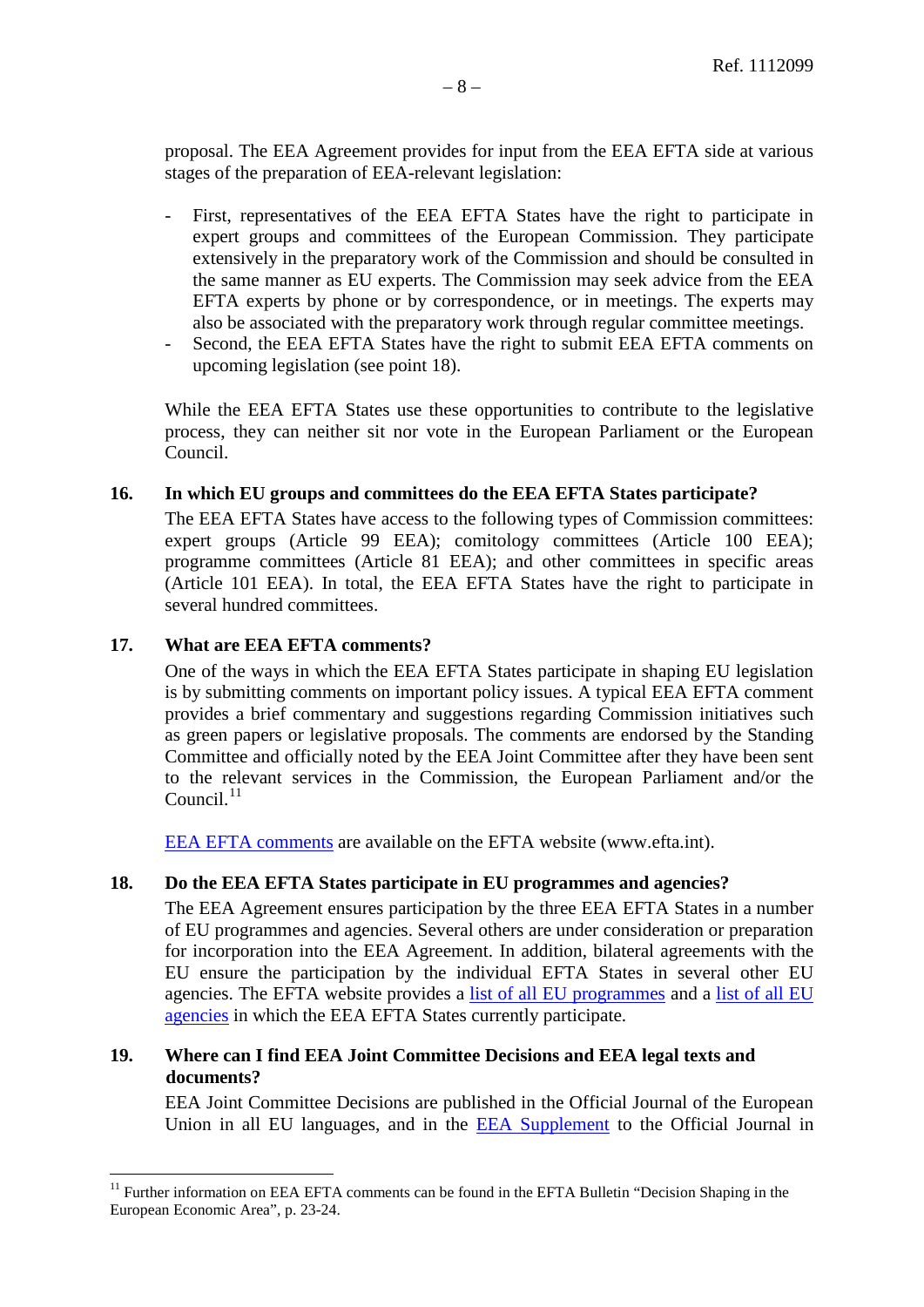proposal. The EEA Agreement provides for input from the EEA EFTA side at various stages of the preparation of EEA-relevant legislation:

- First, representatives of the EEA EFTA States have the right to participate in expert groups and committees of the European Commission. They participate extensively in the preparatory work of the Commission and should be consulted in the same manner as EU experts. The Commission may seek advice from the EEA EFTA experts by phone or by correspondence, or in meetings. The experts may also be associated with the preparatory work through regular committee meetings.
- Second, the EEA EFTA States have the right to submit EEA EFTA comments on upcoming legislation (see point 18).

While the EEA EFTA States use these opportunities to contribute to the legislative process, they can neither sit nor vote in the European Parliament or the European Council.

**16. In which EU groups and committees do the EEA EFTA States participate?**

The EEA EFTA States have access to the following types of Commission committees: expert groups (Article 99 EEA); comitology committees (Article 100 EEA); programme committees (Article 81 EEA); and other committees in specific areas (Article 101 EEA). In total, the EEA EFTA States have the right to participate in several hundred committees.

**17. What are EEA EFTA comments?**

One of the ways in which the EEA EFTA States participate in shaping EU legislation is by submitting comments on important policy issues. A typical EEA EFTA comment provides a brief commentary and suggestions regarding Commission initiatives such as green papers or legislative proposals. The comments are endorsed by the Standing Committee and officially noted by the EEA Joint Committee after they have been sent to the relevant services in the Commission, the European Parliament and/or the Council.[11]

EEA EFTA comments are available on the EFTA website (www.efta.int).

**18. Do the EEA EFTA States participate in EU programmes and agencies?**

The EEA Agreement ensures participation by the three EEA EFTA States in a number of EU programmes and agencies. Several others are under consideration or preparation for incorporation into the EEA Agreement. In addition, bilateral agreements with the EU ensure the participation by the individual EFTA States in several other EU agencies. The EFTA website provides a list of all EU programmes and a list of all EU agencies in which the EEA EFTA States currently participate.

**19. Where can I find EEA Joint Committee Decisions and EEA legal texts and documents?**

EEA Joint Committee Decisions are published in the Official Journal of the European Union in all EU languages, and in the EEA Supplement to the Official Journal in

[11] Further information on EEA EFTA comments can be found in the EFTA Bulletin "Decision Shaping in the European Economic Area", p. 23-24.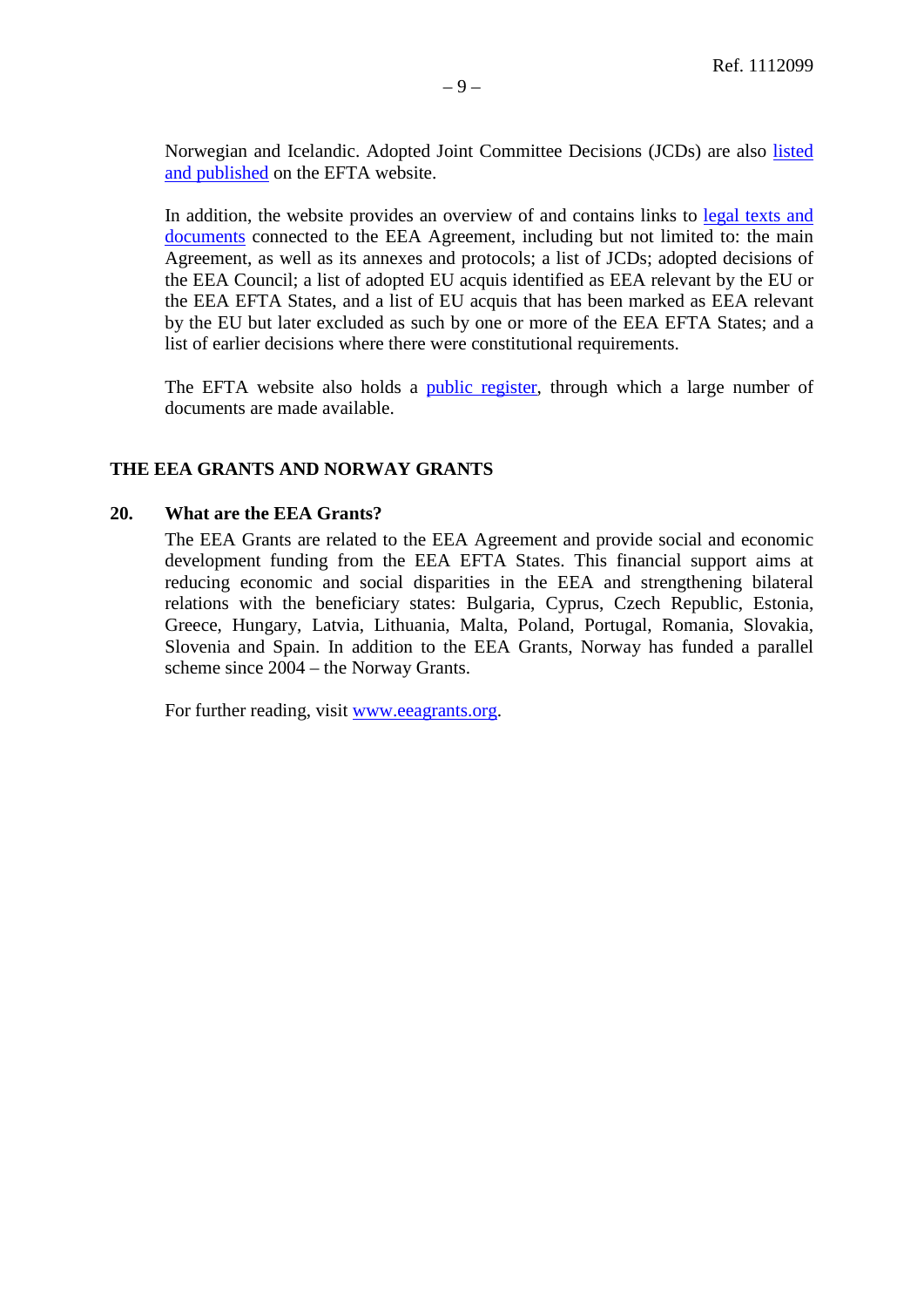Norwegian and Icelandic. Adopted Joint Committee Decisions (JCDs) are also listed and published on the EFTA website.

In addition, the website provides an overview of and contains links to legal texts and documents connected to the EEA Agreement, including but not limited to: the main Agreement, as well as its annexes and protocols; a list of JCDs; adopted decisions of the EEA Council; a list of adopted EU acquis identified as EEA relevant by the EU or the EEA EFTA States, and a list of EU acquis that has been marked as EEA relevant by the EU but later excluded as such by one or more of the EEA EFTA States; and a list of earlier decisions where there were constitutional requirements.

The EFTA website also holds a public register, through which a large number of documents are made available.

## THE EEA GRANTS AND NORWAY GRANTS

### 20. What are the EEA Grants?

The EEA Grants are related to the EEA Agreement and provide social and economic development funding from the EEA EFTA States. This financial support aims at reducing economic and social disparities in the EEA and strengthening bilateral relations with the beneficiary states: Bulgaria, Cyprus, Czech Republic, Estonia, Greece, Hungary, Latvia, Lithuania, Malta, Poland, Portugal, Romania, Slovakia, Slovenia and Spain. In addition to the EEA Grants, Norway has funded a parallel scheme since 2004 – the Norway Grants.

For further reading, visit www.eeagrants.org.